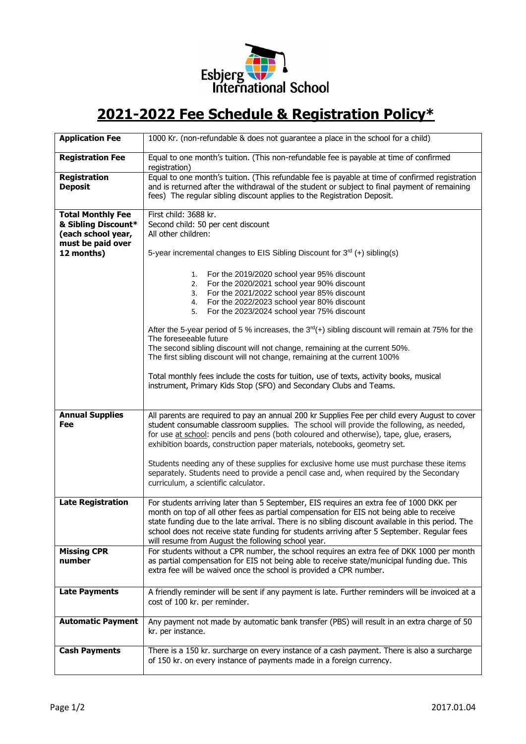Esbjerg International School

# 2021-2022 Fee Schedule & Registration Policy*

| | |
|---|---|
| **Application Fee** | 1000 Kr. (non-refundable & does not guarantee a place in the school for a child) |
| **Registration Fee** | Equal to one month's tuition. (This non-refundable fee is payable at time of confirmed registration) |
| **Registration Deposit** | Equal to one month's tuition. (This refundable fee is payable at time of confirmed registration and is returned after the withdrawal of the student or subject to final payment of remaining fees) The regular sibling discount applies to the Registration Deposit. |
| **Total Monthly Fee & Sibling Discount* (each school year, must be paid over 12 months)** | First child: 3688 kr.<br>Second child: 50 per cent discount<br>All other children:<br><br>5-year incremental changes to EIS Sibling Discount for 3rd (+) sibling(s)<br><br>1. For the 2019/2020 school year 95% discount<br>2. For the 2020/2021 school year 90% discount<br>3. For the 2021/2022 school year 85% discount<br>4. For the 2022/2023 school year 80% discount<br>5. For the 2023/2024 school year 75% discount<br><br>After the 5-year period of 5 % increases, the 3rd(+) sibling discount will remain at 75% for the The foreseeable future<br>The second sibling discount will not change, remaining at the current 50%.<br>The first sibling discount will not change, remaining at the current 100%<br><br>Total monthly fees include the costs for tuition, use of texts, activity books, musical instrument, Primary Kids Stop (SFO) and Secondary Clubs and Teams. |
| **Annual Supplies Fee** | All parents are required to pay an annual 200 kr Supplies Fee per child every August to cover student consumable classroom supplies. The school will provide the following, as needed, for use at school: pencils and pens (both coloured and otherwise), tape, glue, erasers, exhibition boards, construction paper materials, notebooks, geometry set.<br><br>Students needing any of these supplies for exclusive home use must purchase these items separately. Students need to provide a pencil case and, when required by the Secondary curriculum, a scientific calculator. |
| **Late Registration** | For students arriving later than 5 September, EIS requires an extra fee of 1000 DKK per month on top of all other fees as partial compensation for EIS not being able to receive state funding due to the late arrival. There is no sibling discount available in this period. The school does not receive state funding for students arriving after 5 September. Regular fees will resume from August the following school year. |
| **Missing CPR number** | For students without a CPR number, the school requires an extra fee of DKK 1000 per month as partial compensation for EIS not being able to receive state/municipal funding due. This extra fee will be waived once the school is provided a CPR number. |
| **Late Payments** | A friendly reminder will be sent if any payment is late. Further reminders will be invoiced at a cost of 100 kr. per reminder. |
| **Automatic Payment** | Any payment not made by automatic bank transfer (PBS) will result in an extra charge of 50 kr. per instance. |
| **Cash Payments** | There is a 150 kr. surcharge on every instance of a cash payment. There is also a surcharge of 150 kr. on every instance of payments made in a foreign currency. |

2017.01.04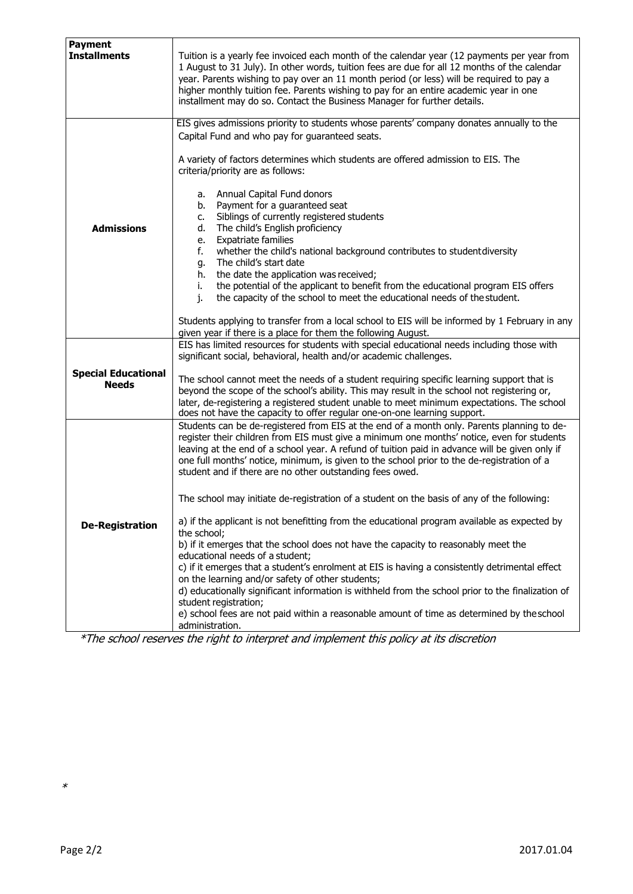| | |
|---|---|
| **Payment Installments** | Tuition is a yearly fee invoiced each month of the calendar year (12 payments per year from 1 August to 31 July). In other words, tuition fees are due for all 12 months of the calendar year. Parents wishing to pay over an 11 month period (or less) will be required to pay a higher monthly tuition fee. Parents wishing to pay for an entire academic year in one installment may do so. Contact the Business Manager for further details. |
| **Admissions** | EIS gives admissions priority to students whose parents' company donates annually to the Capital Fund and who pay for guaranteed seats.<br><br>A variety of factors determines which students are offered admission to EIS. The criteria/priority are as follows:<br><br>a. Annual Capital Fund donors<br>b. Payment for a guaranteed seat<br>c. Siblings of currently registered students<br>d. The child's English proficiency<br>e. Expatriate families<br>f. whether the child's national background contributes to student diversity<br>g. The child's start date<br>h. the date the application was received;<br>i. the potential of the applicant to benefit from the educational program EIS offers<br>j. the capacity of the school to meet the educational needs of the student.<br><br>Students applying to transfer from a local school to EIS will be informed by 1 February in any given year if there is a place for them the following August. |
| **Special Educational Needs** | EIS has limited resources for students with special educational needs including those with significant social, behavioral, health and/or academic challenges.<br><br>The school cannot meet the needs of a student requiring specific learning support that is beyond the scope of the school's ability. This may result in the school not registering or, later, de-registering a registered student unable to meet minimum expectations. The school does not have the capacity to offer regular one-on-one learning support. |
| **De-Registration** | Students can be de-registered from EIS at the end of a month only. Parents planning to de-register their children from EIS must give a minimum one months' notice, even for students leaving at the end of a school year. A refund of tuition paid in advance will be given only if one full months' notice, minimum, is given to the school prior to the de-registration of a student and if there are no other outstanding fees owed.<br><br>The school may initiate de-registration of a student on the basis of any of the following:<br><br>a) if the applicant is not benefitting from the educational program available as expected by the school;<br>b) if it emerges that the school does not have the capacity to reasonably meet the educational needs of a student;<br>c) if it emerges that a student's enrolment at EIS is having a consistently detrimental effect on the learning and/or safety of other students;<br>d) educationally significant information is withheld from the school prior to the finalization of student registration;<br>e) school fees are not paid within a reasonable amount of time as determined by the school administration. |

*\*The school reserves the right to interpret and implement this policy at its discretion*

*

2017.01.04